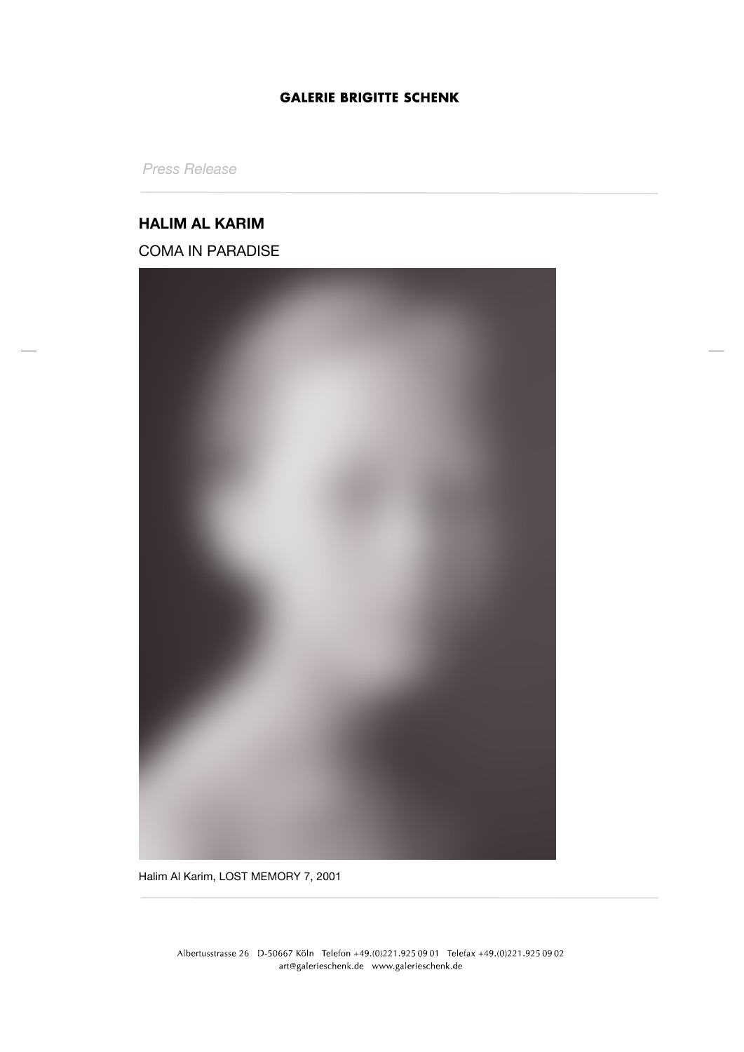**GALERIE BRIGITTE SCHENK**

*Press Release*

## HALIM AL KARIM

COMA IN PARADISE

Halim Al Karim, LOST MEMORY 7, 2001

Albertusstrasse 26 D-50667 Köln Telefon +49.(0)221.925 09 01 Telefax +49.(0)221.925 09 02
art@galerieschenk.de www.galerieschenk.de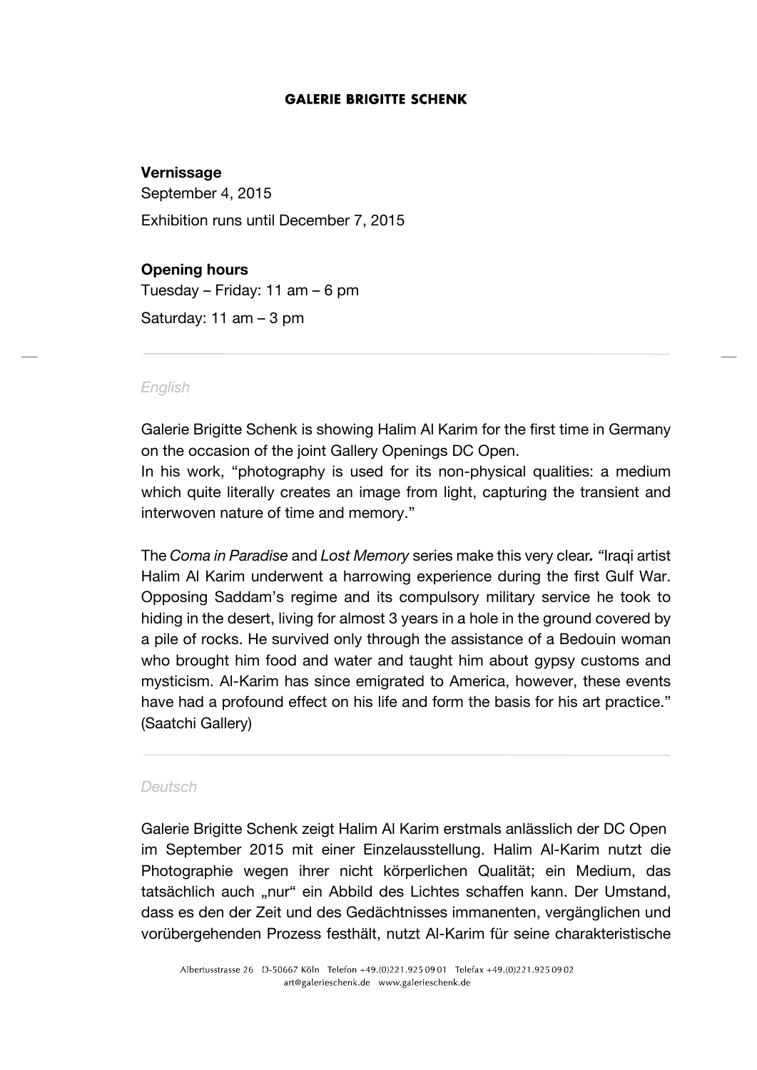# GALERIE BRIGITTE SCHENK

**Vernissage**

September 4, 2015

Exhibition runs until December 7, 2015

**Opening hours**

Tuesday – Friday: 11 am – 6 pm

Saturday: 11 am – 3 pm

---

*English*

Galerie Brigitte Schenk is showing Halim Al Karim for the first time in Germany on the occasion of the joint Gallery Openings DC Open.
In his work, "photography is used for its non-physical qualities: a medium which quite literally creates an image from light, capturing the transient and interwoven nature of time and memory."

The *Coma in Paradise* and *Lost Memory* series make this very clear*.* "Iraqi artist Halim Al Karim underwent a harrowing experience during the first Gulf War. Opposing Saddam's regime and its compulsory military service he took to hiding in the desert, living for almost 3 years in a hole in the ground covered by a pile of rocks. He survived only through the assistance of a Bedouin woman who brought him food and water and taught him about gypsy customs and mysticism. Al-Karim has since emigrated to America, however, these events have had a profound effect on his life and form the basis for his art practice." (Saatchi Gallery)

---

*Deutsch*

Galerie Brigitte Schenk zeigt Halim Al Karim erstmals anlässlich der DC Open im September 2015 mit einer Einzelausstellung. Halim Al-Karim nutzt die Photographie wegen ihrer nicht körperlichen Qualität; ein Medium, das tatsächlich auch „nur" ein Abbild des Lichtes schaffen kann. Der Umstand, dass es den der Zeit und des Gedächtnisses immanenten, vergänglichen und vorübergehenden Prozess festhält, nutzt Al-Karim für seine charakteristische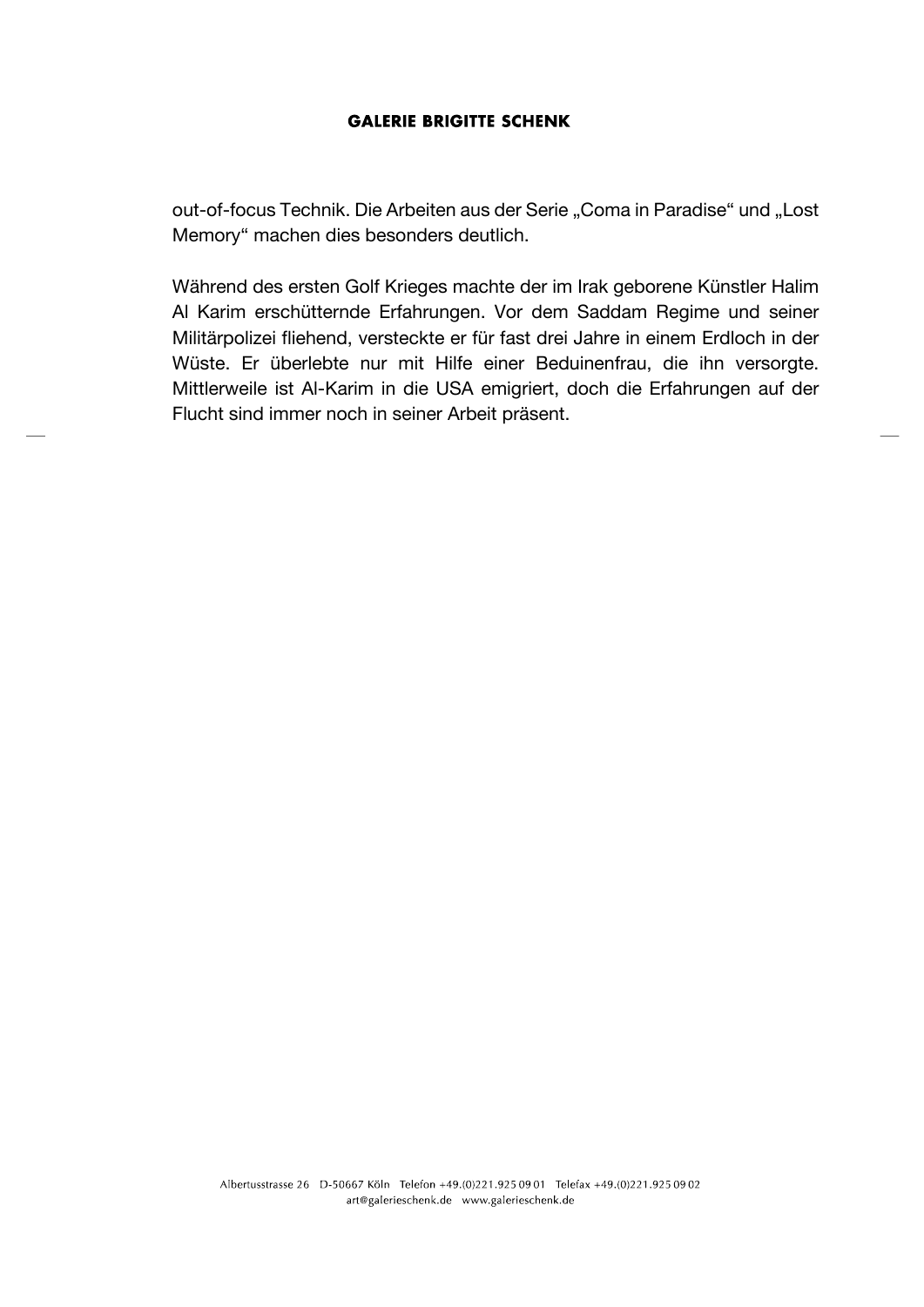out-of-focus Technik. Die Arbeiten aus der Serie „Coma in Paradise“ und „Lost Memory“ machen dies besonders deutlich.

Während des ersten Golf Krieges machte der im Irak geborene Künstler Halim Al Karim erschütternde Erfahrungen. Vor dem Saddam Regime und seiner Militärpolizei fliehend, versteckte er für fast drei Jahre in einem Erdloch in der Wüste. Er überlebte nur mit Hilfe einer Beduinenfrau, die ihn versorgte. Mittlerweile ist Al-Karim in die USA emigriert, doch die Erfahrungen auf der Flucht sind immer noch in seiner Arbeit präsent.